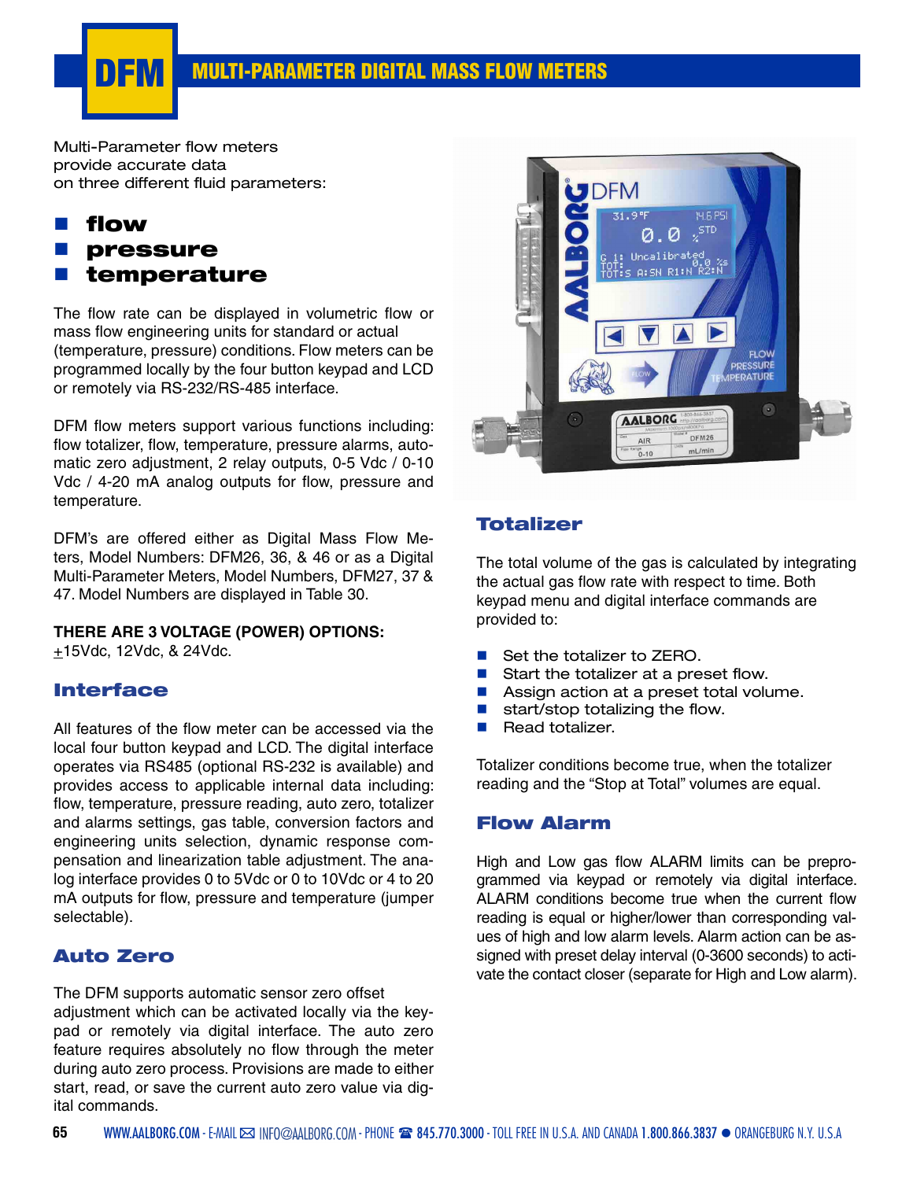# DFM MULTI-PARAMETER DIGITAL MASS FLOW METERS

Multi-Parameter flow meters provide accurate data on three different fluid parameters:

- **flow**
- **pressure**
- **temperature**

The flow rate can be displayed in volumetric flow or mass flow engineering units for standard or actual (temperature, pressure) conditions. Flow meters can be programmed locally by the four button keypad and LCD or remotely via RS-232/RS-485 interface.

DFM flow meters support various functions including: flow totalizer, flow, temperature, pressure alarms, automatic zero adjustment, 2 relay outputs, 0-5 Vdc / 0-10 Vdc / 4-20 mA analog outputs for flow, pressure and temperature.

DFM's are offered either as Digital Mass Flow Meters, Model Numbers: DFM26, 36, & 46 or as a Digital Multi-Parameter Meters, Model Numbers, DFM27, 37 & 47. Model Numbers are displayed in Table 30.

**THERE ARE 3 VOLTAGE (POWER) OPTIONS:**
±15Vdc, 12Vdc, & 24Vdc.

## Interface

All features of the flow meter can be accessed via the local four button keypad and LCD. The digital interface operates via RS485 (optional RS-232 is available) and provides access to applicable internal data including: flow, temperature, pressure reading, auto zero, totalizer and alarms settings, gas table, conversion factors and engineering units selection, dynamic response compensation and linearization table adjustment. The analog interface provides 0 to 5Vdc or 0 to 10Vdc or 4 to 20 mA outputs for flow, pressure and temperature (jumper selectable).

## Auto Zero

The DFM supports automatic sensor zero offset adjustment which can be activated locally via the keypad or remotely via digital interface. The auto zero feature requires absolutely no flow through the meter during auto zero process. Provisions are made to either start, read, or save the current auto zero value via digital commands.

## Totalizer

The total volume of the gas is calculated by integrating the actual gas flow rate with respect to time. Both keypad menu and digital interface commands are provided to:

- Set the totalizer to ZERO.
- Start the totalizer at a preset flow.
- Assign action at a preset total volume.
- start/stop totalizing the flow.
- Read totalizer.

Totalizer conditions become true, when the totalizer reading and the "Stop at Total" volumes are equal.

## Flow Alarm

High and Low gas flow ALARM limits can be preprogrammed via keypad or remotely via digital interface. ALARM conditions become true when the current flow reading is equal or higher/lower than corresponding values of high and low alarm levels. Alarm action can be assigned with preset delay interval (0-3600 seconds) to activate the contact closer (separate for High and Low alarm).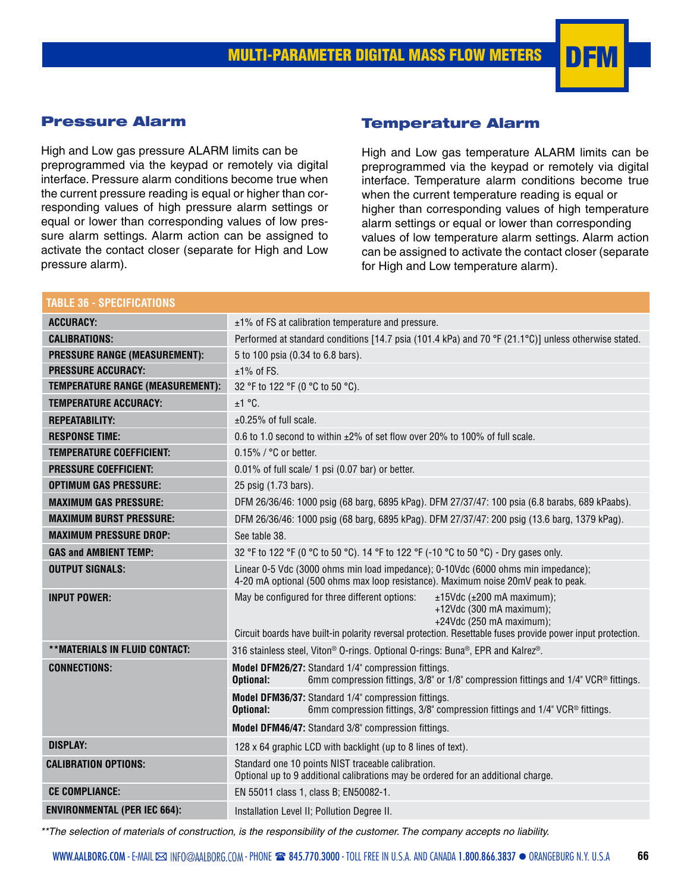## Pressure Alarm

High and Low gas pressure ALARM limits can be preprogrammed via the keypad or remotely via digital interface. Pressure alarm conditions become true when the current pressure reading is equal or higher than corresponding values of high pressure alarm settings or equal or lower than corresponding values of low pressure alarm settings. Alarm action can be assigned to activate the contact closer (separate for High and Low pressure alarm).

## Temperature Alarm

High and Low gas temperature ALARM limits can be preprogrammed via the keypad or remotely via digital interface. Temperature alarm conditions become true when the current temperature reading is equal or higher than corresponding values of high temperature alarm settings or equal or lower than corresponding values of low temperature alarm settings. Alarm action can be assigned to activate the contact closer (separate for High and Low temperature alarm).

| TABLE 36 - SPECIFICATIONS | |
|---|---|
| **ACCURACY:** | ±1% of FS at calibration temperature and pressure. |
| **CALIBRATIONS:** | Performed at standard conditions [14.7 psia (101.4 kPa) and 70 °F (21.1°C)] unless otherwise stated. |
| **PRESSURE RANGE (MEASUREMENT):** | 5 to 100 psia (0.34 to 6.8 bars). |
| **PRESSURE ACCURACY:** | ±1% of FS. |
| **TEMPERATURE RANGE (MEASUREMENT):** | 32 °F to 122 °F (0 °C to 50 °C). |
| **TEMPERATURE ACCURACY:** | ±1 °C. |
| **REPEATABILITY:** | ±0.25% of full scale. |
| **RESPONSE TIME:** | 0.6 to 1.0 second to within ±2% of set flow over 20% to 100% of full scale. |
| **TEMPERATURE COEFFICIENT:** | 0.15% / °C or better. |
| **PRESSURE COEFFICIENT:** | 0.01% of full scale/ 1 psi (0.07 bar) or better. |
| **OPTIMUM GAS PRESSURE:** | 25 psig (1.73 bars). |
| **MAXIMUM GAS PRESSURE:** | DFM 26/36/46: 1000 psig (68 barg, 6895 kPag). DFM 27/37/47: 100 psia (6.8 barabs, 689 kPaabs). |
| **MAXIMUM BURST PRESSURE:** | DFM 26/36/46: 1000 psig (68 barg, 6895 kPag). DFM 27/37/47: 200 psig (13.6 barg, 1379 kPag). |
| **MAXIMUM PRESSURE DROP:** | See table 38. |
| **GAS and AMBIENT TEMP:** | 32 °F to 122 °F (0 °C to 50 °C). 14 °F to 122 °F (-10 °C to 50 °C) - Dry gases only. |
| **OUTPUT SIGNALS:** | Linear 0-5 Vdc (3000 ohms min load impedance); 0-10Vdc (6000 ohms min impedance); 4-20 mA optional (500 ohms max loop resistance). Maximum noise 20mV peak to peak. |
| **INPUT POWER:** | May be configured for three different options: ±15Vdc (±200 mA maximum); +12Vdc (300 mA maximum); +24Vdc (250 mA maximum); Circuit boards have built-in polarity reversal protection. Resettable fuses provide power input protection. |
| **\*\*MATERIALS IN FLUID CONTACT:** | 316 stainless steel, Viton® O-rings. Optional O-rings: Buna®, EPR and Kalrez®. |
| **CONNECTIONS:** | **Model DFM26/27:** Standard 1/4" compression fittings. **Optional:** 6mm compression fittings, 3/8" or 1/8" compression fittings and 1/4" VCR® fittings. |
| | **Model DFM36/37:** Standard 1/4" compression fittings. **Optional:** 6mm compression fittings, 3/8" compression fittings and 1/4" VCR® fittings. |
| | **Model DFM46/47:** Standard 3/8" compression fittings. |
| **DISPLAY:** | 128 x 64 graphic LCD with backlight (up to 8 lines of text). |
| **CALIBRATION OPTIONS:** | Standard one 10 points NIST traceable calibration. Optional up to 9 additional calibrations may be ordered for an additional charge. |
| **CE COMPLIANCE:** | EN 55011 class 1, class B; EN50082-1. |
| **ENVIRONMENTAL (PER IEC 664):** | Installation Level II; Pollution Degree II. |

*\*\*The selection of materials of construction, is the responsibility of the customer. The company accepts no liability.*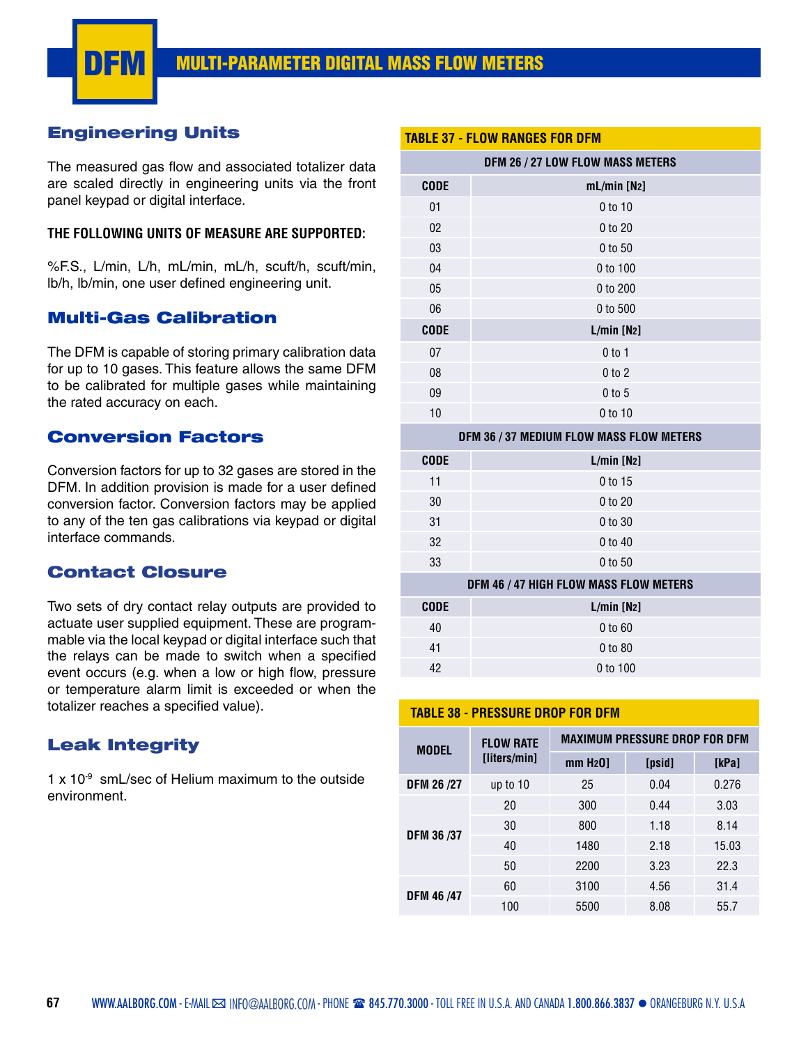# DFM MULTI-PARAMETER DIGITAL MASS FLOW METERS

## Engineering Units

The measured gas flow and associated totalizer data are scaled directly in engineering units via the front panel keypad or digital interface.

**THE FOLLOWING UNITS OF MEASURE ARE SUPPORTED:**

%F.S., L/min, L/h, mL/min, mL/h, scuft/h, scuft/min, lb/h, lb/min, one user defined engineering unit.

## Multi-Gas Calibration

The DFM is capable of storing primary calibration data for up to 10 gases. This feature allows the same DFM to be calibrated for multiple gases while maintaining the rated accuracy on each.

## Conversion Factors

Conversion factors for up to 32 gases are stored in the DFM. In addition provision is made for a user defined conversion factor. Conversion factors may be applied to any of the ten gas calibrations via keypad or digital interface commands.

## Contact Closure

Two sets of dry contact relay outputs are provided to actuate user supplied equipment. These are programmable via the local keypad or digital interface such that the relays can be made to switch when a specified event occurs (e.g. when a low or high flow, pressure or temperature alarm limit is exceeded or when the totalizer reaches a specified value).

## Leak Integrity

$1 \times 10^{-9}$ smL/sec of Helium maximum to the outside environment.

**TABLE 37 - FLOW RANGES FOR DFM**

| DFM 26 / 27 LOW FLOW MASS METERS | |
|---|---|
| **CODE** | **mL/min [$N_2$]** |
| 01 | 0 to 10 |
| 02 | 0 to 20 |
| 03 | 0 to 50 |
| 04 | 0 to 100 |
| 05 | 0 to 200 |
| 06 | 0 to 500 |
| **CODE** | **L/min [$N_2$]** |
| 07 | 0 to 1 |
| 08 | 0 to 2 |
| 09 | 0 to 5 |
| 10 | 0 to 10 |
| **DFM 36 / 37 MEDIUM FLOW MASS FLOW METERS** | |
| **CODE** | **L/min [$N_2$]** |
| 11 | 0 to 15 |
| 30 | 0 to 20 |
| 31 | 0 to 30 |
| 32 | 0 to 40 |
| 33 | 0 to 50 |
| **DFM 46 / 47 HIGH FLOW MASS FLOW METERS** | |
| **CODE** | **L/min [$N_2$]** |
| 40 | 0 to 60 |
| 41 | 0 to 80 |
| 42 | 0 to 100 |

**TABLE 38 - PRESSURE DROP FOR DFM**

| MODEL | FLOW RATE [liters/min] | MAXIMUM PRESSURE DROP FOR DFM | | |
|---|---|---|---|---|
| | | mm $H_2O$] | [psid] | [kPa] |
| DFM 26 /27 | up to 10 | 25 | 0.04 | 0.276 |
| DFM 36 /37 | 20 | 300 | 0.44 | 3.03 |
| | 30 | 800 | 1.18 | 8.14 |
| | 40 | 1480 | 2.18 | 15.03 |
| | 50 | 2200 | 3.23 | 22.3 |
| DFM 46 /47 | 60 | 3100 | 4.56 | 31.4 |
| | 100 | 5500 | 8.08 | 55.7 |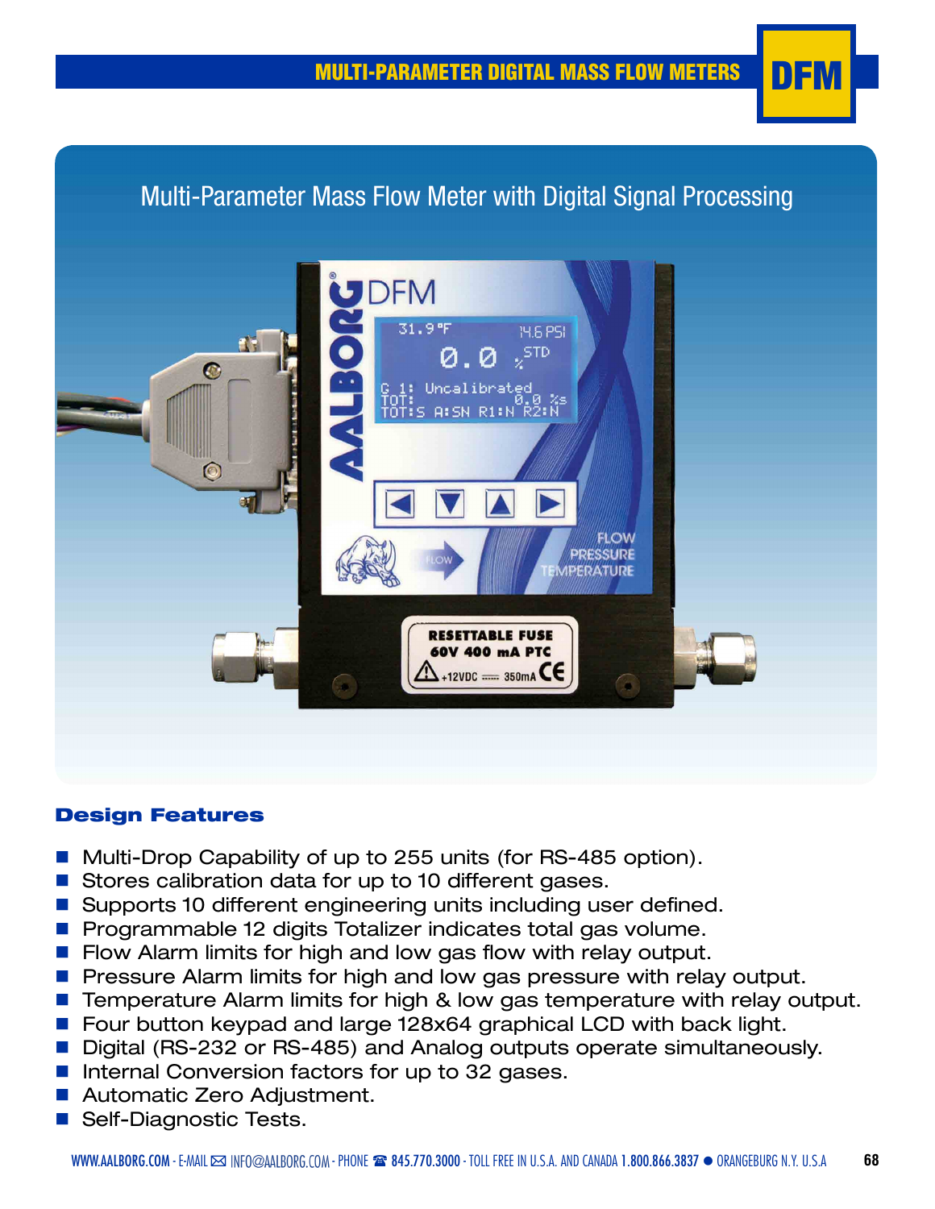# Multi-Parameter Mass Flow Meter with Digital Signal Processing

## Design Features

- Multi-Drop Capability of up to 255 units (for RS-485 option).
- Stores calibration data for up to 10 different gases.
- Supports 10 different engineering units including user defined.
- Programmable 12 digits Totalizer indicates total gas volume.
- Flow Alarm limits for high and low gas flow with relay output.
- Pressure Alarm limits for high and low gas pressure with relay output.
- Temperature Alarm limits for high & low gas temperature with relay output.
- Four button keypad and large 128x64 graphical LCD with back light.
- Digital (RS-232 or RS-485) and Analog outputs operate simultaneously.
- Internal Conversion factors for up to 32 gases.
- Automatic Zero Adjustment.
- Self-Diagnostic Tests.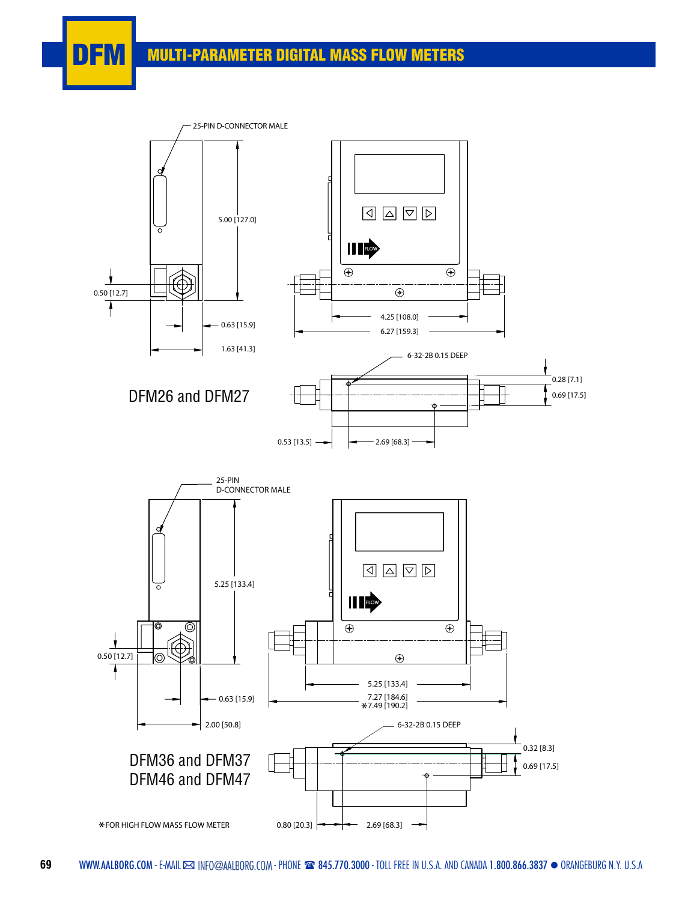# DFM MULTI-PARAMETER DIGITAL MASS FLOW METERS

25-PIN D-CONNECTOR MALE

5.00 [127.0]

0.50 [12.7]

0.63 [15.9]

1.63 [41.3]

4.25 [108.0]

6.27 [159.3]

6-32-2B 0.15 DEEP

0.28 [7.1]

0.69 [17.5]

0.53 [13.5]

2.69 [68.3]

## DFM26 and DFM27

25-PIN D-CONNECTOR MALE

5.25 [133.4]

0.50 [12.7]

0.63 [15.9]

2.00 [50.8]

5.25 [133.4]

7.27 [184.6]
*7.49 [190.2]

6-32-2B 0.15 DEEP

0.32 [8.3]

0.69 [17.5]

0.80 [20.3]

2.69 [68.3]

## DFM36 and DFM37
## DFM46 and DFM47

*FOR HIGH FLOW MASS FLOW METER

WWW.AALBORG.COM - E-MAIL INFO@AALBORG.COM - PHONE 845.770.3000 - TOLL FREE IN U.S.A. AND CANADA 1.800.866.3837 ● ORANGEBURG N.Y. U.S.A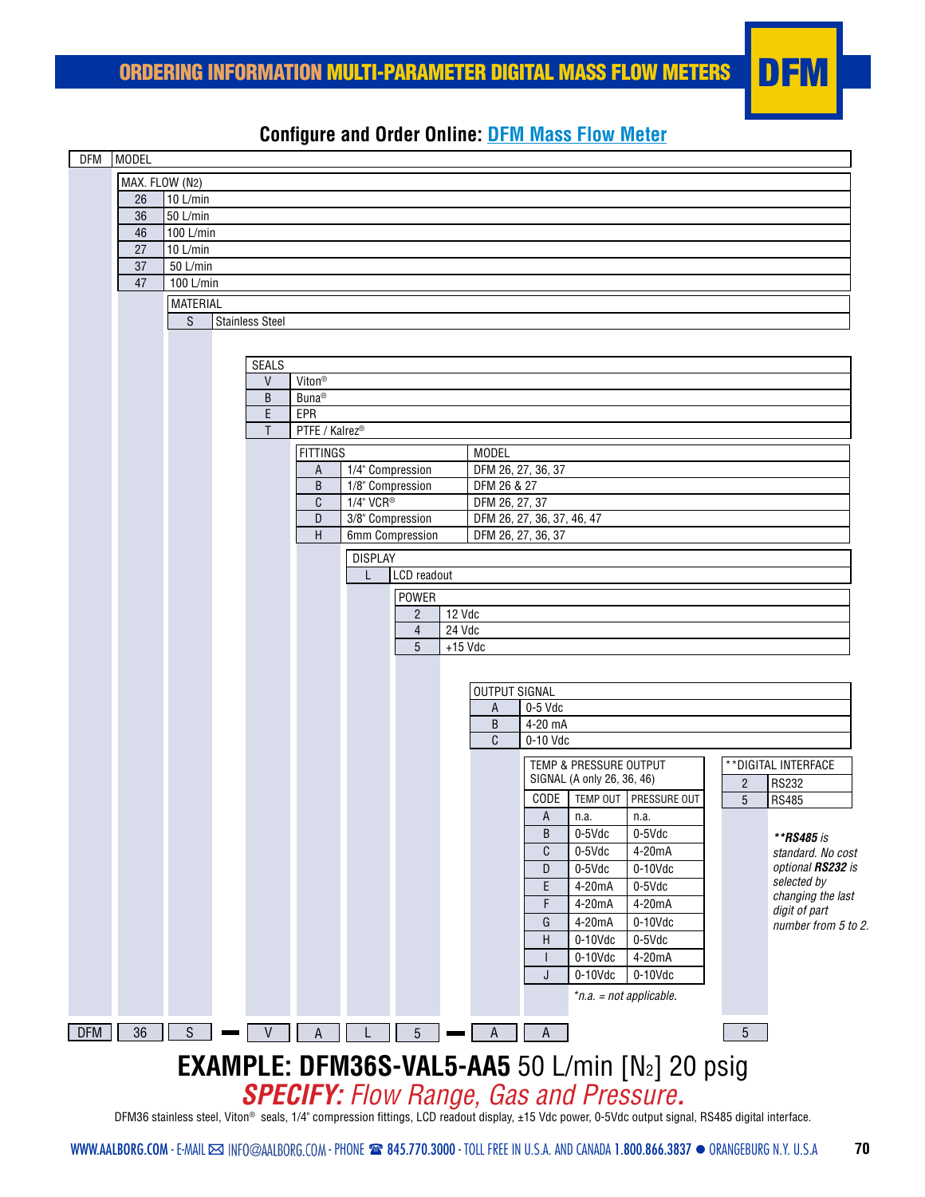## ORDERING INFORMATION MULTI-PARAMETER DIGITAL MASS FLOW METERS

**DFM**

### Configure and Order Online: DFM Mass Flow Meter

**DFM MODEL**

| MAX. FLOW ($N_2$) | |
|---|---|
| 26 | 10 L/min |
| 36 | 50 L/min |
| 46 | 100 L/min |
| 27 | 10 L/min |
| 37 | 50 L/min |
| 47 | 100 L/min |

| MATERIAL | |
|---|---|
| S | Stainless Steel |

| SEALS | |
|---|---|
| V | Viton® |
| B | Buna® |
| E | EPR |
| T | PTFE / Kalrez® |

| FITTINGS | | MODEL |
|---|---|---|
| A | 1/4" Compression | DFM 26, 27, 36, 37 |
| B | 1/8" Compression | DFM 26 & 27 |
| C | 1/4" VCR® | DFM 26, 27, 37 |
| D | 3/8" Compression | DFM 26, 27, 36, 37, 46, 47 |
| H | 6mm Compression | DFM 26, 27, 36, 37 |

| DISPLAY | |
|---|---|
| L | LCD readout |

| POWER | |
|---|---|
| 2 | 12 Vdc |
| 4 | 24 Vdc |
| 5 | +15 Vdc |

| OUTPUT SIGNAL | |
|---|---|
| A | 0-5 Vdc |
| B | 4-20 mA |
| C | 0-10 Vdc |

TEMP & PRESSURE OUTPUT SIGNAL (A only 26, 36, 46)

| CODE | TEMP OUT | PRESSURE OUT |
|---|---|---|
| A | n.a. | n.a. |
| B | 0-5Vdc | 0-5Vdc |
| C | 0-5Vdc | 4-20mA |
| D | 0-5Vdc | 0-10Vdc |
| E | 4-20mA | 0-5Vdc |
| F | 4-20mA | 4-20mA |
| G | 4-20mA | 0-10Vdc |
| H | 0-10Vdc | 0-5Vdc |
| I | 0-10Vdc | 4-20mA |
| J | 0-10Vdc | 0-10Vdc |

*n.a. = not applicable.

| **DIGITAL INTERFACE | |
|---|---|
| 2 | RS232 |
| 5 | RS485 |

*****RS485** is standard. No cost optional **RS232** is selected by changing the last digit of part number from 5 to 2.*

| DFM | 36 | S | – | V | A | L | 5 | – | A | A | 5 |
|---|---|---|---|---|---|---|---|---|---|---|---|

## EXAMPLE: DFM36S-VAL5-AA5 50 L/min [$N_2$] 20 psig

### *SPECIFY: Flow Range, Gas and Pressure.*

DFM36 stainless steel, Viton® seals, 1/4" compression fittings, LCD readout display, ±15 Vdc power, 0-5Vdc output signal, RS485 digital interface.

WWW.AALBORG.COM - E-MAIL INFO@AALBORG.COM - PHONE 845.770.3000 - TOLL FREE IN U.S.A. AND CANADA 1.800.866.3837 ● ORANGEBURG N.Y. U.S.A